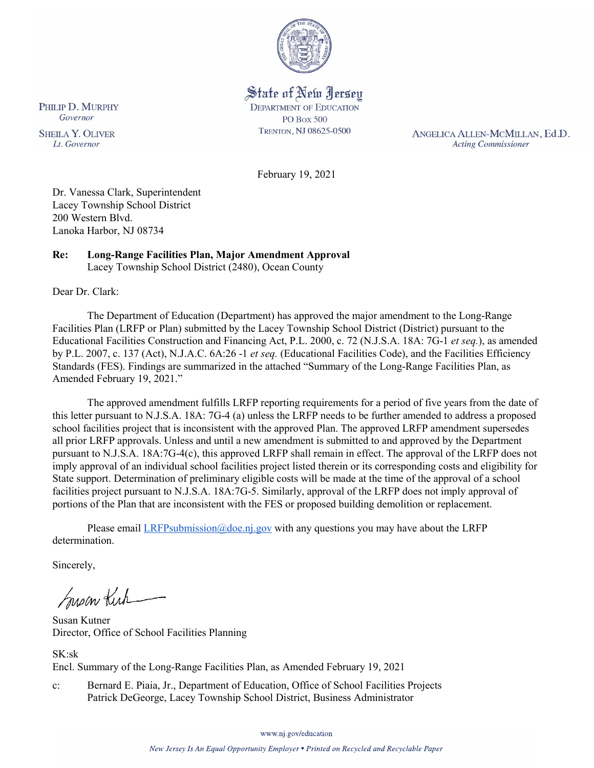State of New Jersey
DEPARTMENT OF EDUCATION
PO Box 500
TRENTON, NJ 08625-0500

PHILIP D. MURPHY
*Governor*

SHEILA Y. OLIVER
*Lt. Governor*

ANGELICA ALLEN-MCMILLAN, Ed.D.
*Acting Commissioner*

February 19, 2021

Dr. Vanessa Clark, Superintendent
Lacey Township School District
200 Western Blvd.
Lanoka Harbor, NJ 08734

**Re: Long-Range Facilities Plan, Major Amendment Approval**
Lacey Township School District (2480), Ocean County

Dear Dr. Clark:

The Department of Education (Department) has approved the major amendment to the Long-Range Facilities Plan (LRFP or Plan) submitted by the Lacey Township School District (District) pursuant to the Educational Facilities Construction and Financing Act, P.L. 2000, c. 72 (N.J.S.A. 18A: 7G-1 *et seq.*), as amended by P.L. 2007, c. 137 (Act), N.J.A.C. 6A:26 -1 *et seq.* (Educational Facilities Code), and the Facilities Efficiency Standards (FES). Findings are summarized in the attached "Summary of the Long-Range Facilities Plan, as Amended February 19, 2021."

The approved amendment fulfills LRFP reporting requirements for a period of five years from the date of this letter pursuant to N.J.S.A. 18A: 7G-4 (a) unless the LRFP needs to be further amended to address a proposed school facilities project that is inconsistent with the approved Plan. The approved LRFP amendment supersedes all prior LRFP approvals. Unless and until a new amendment is submitted to and approved by the Department pursuant to N.J.S.A. 18A:7G-4(c), this approved LRFP shall remain in effect. The approval of the LRFP does not imply approval of an individual school facilities project listed therein or its corresponding costs and eligibility for State support. Determination of preliminary eligible costs will be made at the time of the approval of a school facilities project pursuant to N.J.S.A. 18A:7G-5. Similarly, approval of the LRFP does not imply approval of portions of the Plan that are inconsistent with the FES or proposed building demolition or replacement.

Please email LRFPsubmission@doe.nj.gov with any questions you may have about the LRFP determination.

Sincerely,

Susan Kutner
Director, Office of School Facilities Planning

SK:sk
Encl. Summary of the Long-Range Facilities Plan, as Amended February 19, 2021

c: Bernard E. Piaia, Jr., Department of Education, Office of School Facilities Projects
Patrick DeGeorge, Lacey Township School District, Business Administrator

www.nj.gov/education

*New Jersey Is An Equal Opportunity Employer • Printed on Recycled and Recyclable Paper*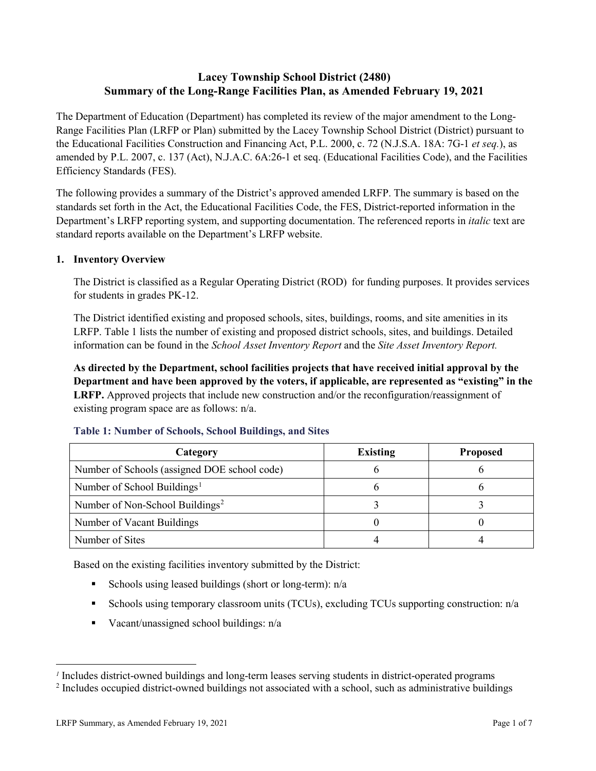# Lacey Township School District (2480)
## Summary of the Long-Range Facilities Plan, as Amended February 19, 2021

The Department of Education (Department) has completed its review of the major amendment to the Long-Range Facilities Plan (LRFP or Plan) submitted by the Lacey Township School District (District) pursuant to the Educational Facilities Construction and Financing Act, P.L. 2000, c. 72 (N.J.S.A. 18A: 7G-1 *et seq.*), as amended by P.L. 2007, c. 137 (Act), N.J.A.C. 6A:26-1 et seq. (Educational Facilities Code), and the Facilities Efficiency Standards (FES).

The following provides a summary of the District's approved amended LRFP. The summary is based on the standards set forth in the Act, the Educational Facilities Code, the FES, District-reported information in the Department's LRFP reporting system, and supporting documentation. The referenced reports in *italic* text are standard reports available on the Department's LRFP website.

### 1. Inventory Overview

The District is classified as a Regular Operating District (ROD) for funding purposes. It provides services for students in grades PK-12.

The District identified existing and proposed schools, sites, buildings, rooms, and site amenities in its LRFP. Table 1 lists the number of existing and proposed district schools, sites, and buildings. Detailed information can be found in the *School Asset Inventory Report* and the *Site Asset Inventory Report.*

**As directed by the Department, school facilities projects that have received initial approval by the Department and have been approved by the voters, if applicable, are represented as "existing" in the LRFP.** Approved projects that include new construction and/or the reconfiguration/reassignment of existing program space are as follows: n/a.

**Table 1: Number of Schools, School Buildings, and Sites**

| Category | Existing | Proposed |
|---|---|---|
| Number of Schools (assigned DOE school code) | 6 | 6 |
| Number of School Buildings[1] | 6 | 6 |
| Number of Non-School Buildings[2] | 3 | 3 |
| Number of Vacant Buildings | 0 | 0 |
| Number of Sites | 4 | 4 |

Based on the existing facilities inventory submitted by the District:

- Schools using leased buildings (short or long-term): n/a
- Schools using temporary classroom units (TCUs), excluding TCUs supporting construction: n/a
- Vacant/unassigned school buildings: n/a

---

[1] Includes district-owned buildings and long-term leases serving students in district-operated programs

[2] Includes occupied district-owned buildings not associated with a school, such as administrative buildings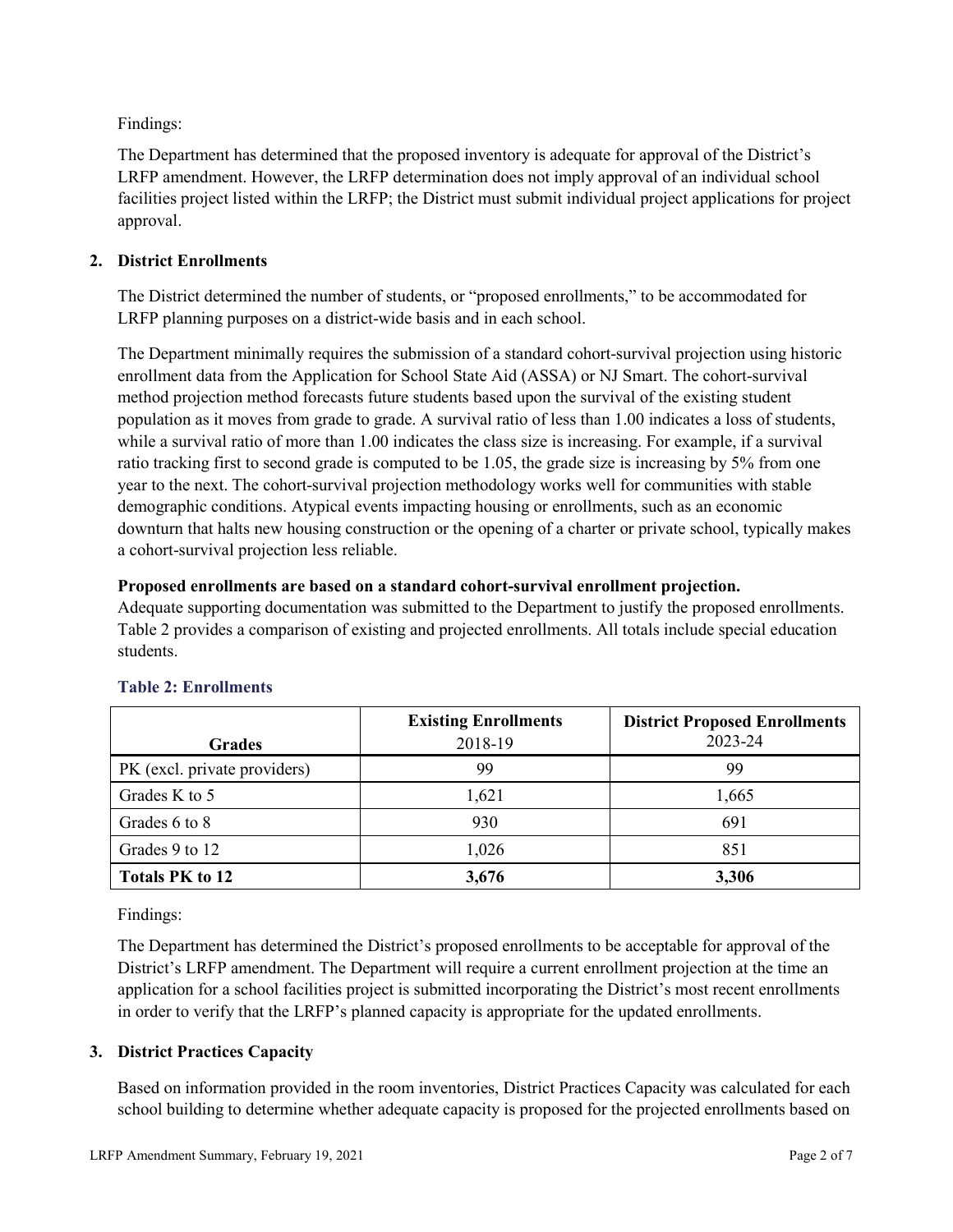Findings:

The Department has determined that the proposed inventory is adequate for approval of the District's LRFP amendment. However, the LRFP determination does not imply approval of an individual school facilities project listed within the LRFP; the District must submit individual project applications for project approval.

## 2. District Enrollments

The District determined the number of students, or "proposed enrollments," to be accommodated for LRFP planning purposes on a district-wide basis and in each school.

The Department minimally requires the submission of a standard cohort-survival projection using historic enrollment data from the Application for School State Aid (ASSA) or NJ Smart. The cohort-survival method projection method forecasts future students based upon the survival of the existing student population as it moves from grade to grade. A survival ratio of less than 1.00 indicates a loss of students, while a survival ratio of more than 1.00 indicates the class size is increasing. For example, if a survival ratio tracking first to second grade is computed to be 1.05, the grade size is increasing by 5% from one year to the next. The cohort-survival projection methodology works well for communities with stable demographic conditions. Atypical events impacting housing or enrollments, such as an economic downturn that halts new housing construction or the opening of a charter or private school, typically makes a cohort-survival projection less reliable.

**Proposed enrollments are based on a standard cohort-survival enrollment projection.**
Adequate supporting documentation was submitted to the Department to justify the proposed enrollments. Table 2 provides a comparison of existing and projected enrollments. All totals include special education students.

### Table 2: Enrollments

| Grades | **Existing Enrollments** 2018-19 | **District Proposed Enrollments** 2023-24 |
|---|---|---|
| PK (excl. private providers) | 99 | 99 |
| Grades K to 5 | 1,621 | 1,665 |
| Grades 6 to 8 | 930 | 691 |
| Grades 9 to 12 | 1,026 | 851 |
| **Totals PK to 12** | **3,676** | **3,306** |

Findings:

The Department has determined the District's proposed enrollments to be acceptable for approval of the District's LRFP amendment. The Department will require a current enrollment projection at the time an application for a school facilities project is submitted incorporating the District's most recent enrollments in order to verify that the LRFP's planned capacity is appropriate for the updated enrollments.

## 3. District Practices Capacity

Based on information provided in the room inventories, District Practices Capacity was calculated for each school building to determine whether adequate capacity is proposed for the projected enrollments based on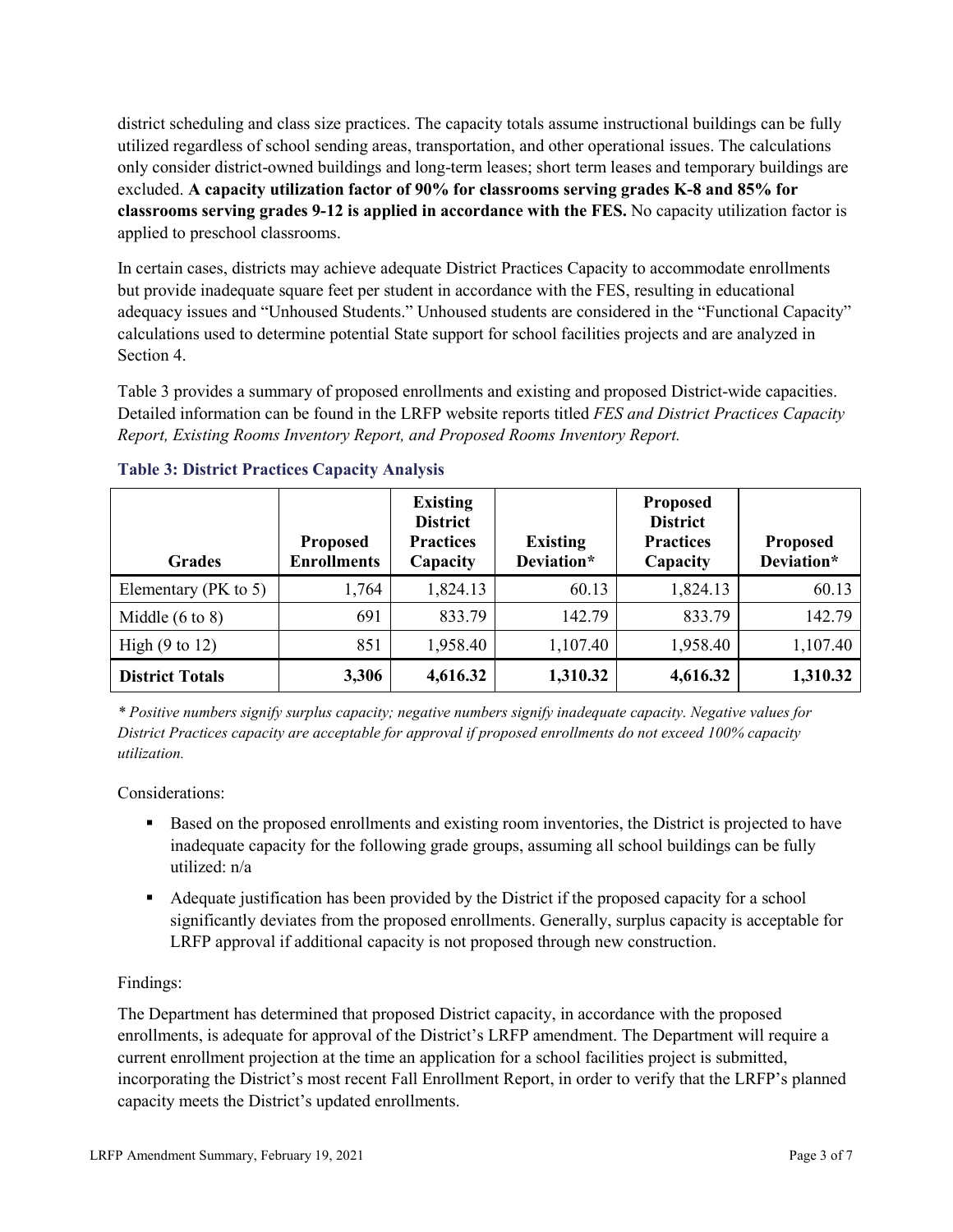district scheduling and class size practices. The capacity totals assume instructional buildings can be fully utilized regardless of school sending areas, transportation, and other operational issues. The calculations only consider district-owned buildings and long-term leases; short term leases and temporary buildings are excluded. **A capacity utilization factor of 90% for classrooms serving grades K-8 and 85% for classrooms serving grades 9-12 is applied in accordance with the FES.** No capacity utilization factor is applied to preschool classrooms.

In certain cases, districts may achieve adequate District Practices Capacity to accommodate enrollments but provide inadequate square feet per student in accordance with the FES, resulting in educational adequacy issues and "Unhoused Students." Unhoused students are considered in the "Functional Capacity" calculations used to determine potential State support for school facilities projects and are analyzed in Section 4.

Table 3 provides a summary of proposed enrollments and existing and proposed District-wide capacities. Detailed information can be found in the LRFP website reports titled *FES and District Practices Capacity Report, Existing Rooms Inventory Report, and Proposed Rooms Inventory Report.*

### Table 3: District Practices Capacity Analysis

| Grades | Proposed Enrollments | Existing District Practices Capacity | Existing Deviation* | Proposed District Practices Capacity | Proposed Deviation* |
|---|---|---|---|---|---|
| Elementary (PK to 5) | 1,764 | 1,824.13 | 60.13 | 1,824.13 | 60.13 |
| Middle (6 to 8) | 691 | 833.79 | 142.79 | 833.79 | 142.79 |
| High (9 to 12) | 851 | 1,958.40 | 1,107.40 | 1,958.40 | 1,107.40 |
| **District Totals** | **3,306** | **4,616.32** | **1,310.32** | **4,616.32** | **1,310.32** |

*\* Positive numbers signify surplus capacity; negative numbers signify inadequate capacity. Negative values for District Practices capacity are acceptable for approval if proposed enrollments do not exceed 100% capacity utilization.*

Considerations:

- Based on the proposed enrollments and existing room inventories, the District is projected to have inadequate capacity for the following grade groups, assuming all school buildings can be fully utilized: n/a
- Adequate justification has been provided by the District if the proposed capacity for a school significantly deviates from the proposed enrollments. Generally, surplus capacity is acceptable for LRFP approval if additional capacity is not proposed through new construction.

Findings:

The Department has determined that proposed District capacity, in accordance with the proposed enrollments, is adequate for approval of the District's LRFP amendment. The Department will require a current enrollment projection at the time an application for a school facilities project is submitted, incorporating the District's most recent Fall Enrollment Report, in order to verify that the LRFP's planned capacity meets the District's updated enrollments.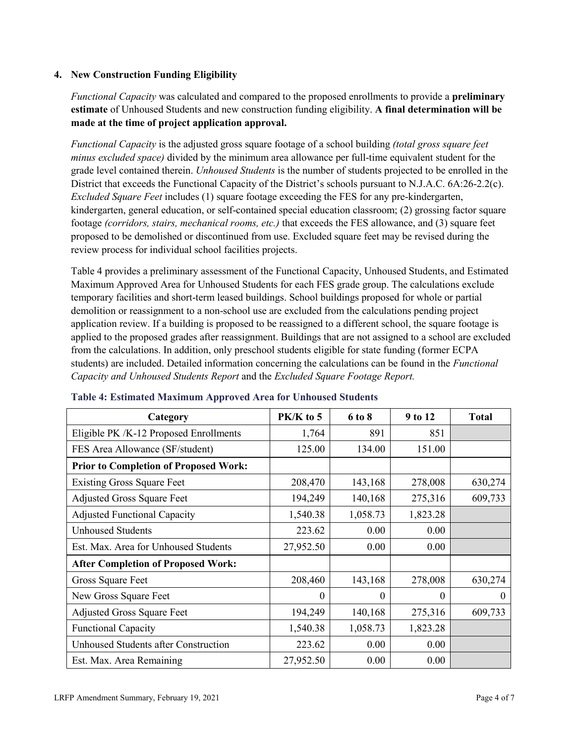## 4. New Construction Funding Eligibility

*Functional Capacity* was calculated and compared to the proposed enrollments to provide a **preliminary estimate** of Unhoused Students and new construction funding eligibility. **A final determination will be made at the time of project application approval.**

*Functional Capacity* is the adjusted gross square footage of a school building *(total gross square feet minus excluded space)* divided by the minimum area allowance per full-time equivalent student for the grade level contained therein. *Unhoused Students* is the number of students projected to be enrolled in the District that exceeds the Functional Capacity of the District's schools pursuant to N.J.A.C. 6A:26-2.2(c). *Excluded Square Feet* includes (1) square footage exceeding the FES for any pre-kindergarten, kindergarten, general education, or self-contained special education classroom; (2) grossing factor square footage *(corridors, stairs, mechanical rooms, etc.)* that exceeds the FES allowance, and (3) square feet proposed to be demolished or discontinued from use. Excluded square feet may be revised during the review process for individual school facilities projects.

Table 4 provides a preliminary assessment of the Functional Capacity, Unhoused Students, and Estimated Maximum Approved Area for Unhoused Students for each FES grade group. The calculations exclude temporary facilities and short-term leased buildings. School buildings proposed for whole or partial demolition or reassignment to a non-school use are excluded from the calculations pending project application review. If a building is proposed to be reassigned to a different school, the square footage is applied to the proposed grades after reassignment. Buildings that are not assigned to a school are excluded from the calculations. In addition, only preschool students eligible for state funding (former ECPA students) are included. Detailed information concerning the calculations can be found in the *Functional Capacity and Unhoused Students Report* and the *Excluded Square Footage Report.*

**Table 4: Estimated Maximum Approved Area for Unhoused Students**

| Category | PK/K to 5 | 6 to 8 | 9 to 12 | Total |
|---|---|---|---|---|
| Eligible PK /K-12 Proposed Enrollments | 1,764 | 891 | 851 | |
| FES Area Allowance (SF/student) | 125.00 | 134.00 | 151.00 | |
| **Prior to Completion of Proposed Work:** | | | | |
| Existing Gross Square Feet | 208,470 | 143,168 | 278,008 | 630,274 |
| Adjusted Gross Square Feet | 194,249 | 140,168 | 275,316 | 609,733 |
| Adjusted Functional Capacity | 1,540.38 | 1,058.73 | 1,823.28 | |
| Unhoused Students | 223.62 | 0.00 | 0.00 | |
| Est. Max. Area for Unhoused Students | 27,952.50 | 0.00 | 0.00 | |
| **After Completion of Proposed Work:** | | | | |
| Gross Square Feet | 208,460 | 143,168 | 278,008 | 630,274 |
| New Gross Square Feet | 0 | 0 | 0 | 0 |
| Adjusted Gross Square Feet | 194,249 | 140,168 | 275,316 | 609,733 |
| Functional Capacity | 1,540.38 | 1,058.73 | 1,823.28 | |
| Unhoused Students after Construction | 223.62 | 0.00 | 0.00 | |
| Est. Max. Area Remaining | 27,952.50 | 0.00 | 0.00 | |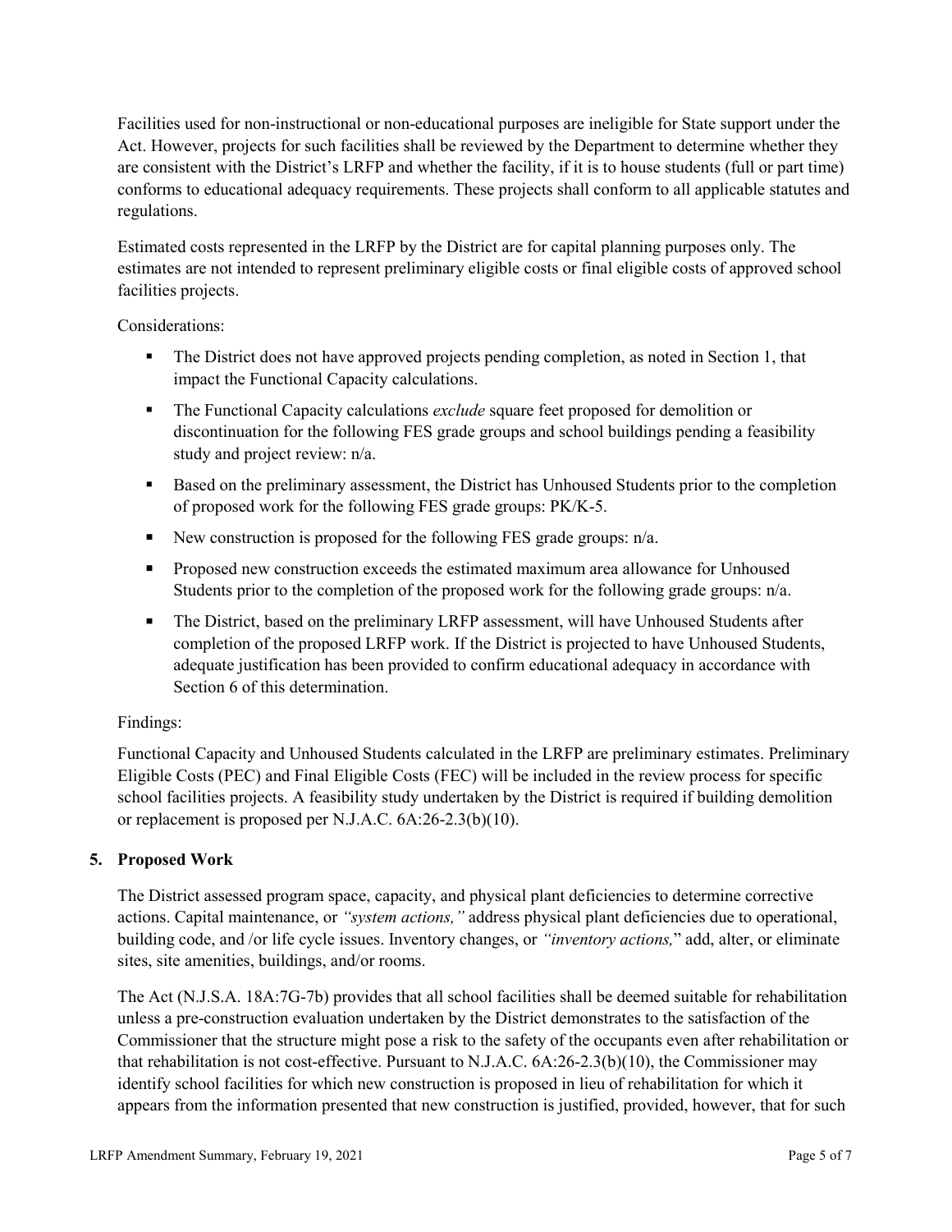Facilities used for non-instructional or non-educational purposes are ineligible for State support under the Act. However, projects for such facilities shall be reviewed by the Department to determine whether they are consistent with the District's LRFP and whether the facility, if it is to house students (full or part time) conforms to educational adequacy requirements. These projects shall conform to all applicable statutes and regulations.

Estimated costs represented in the LRFP by the District are for capital planning purposes only. The estimates are not intended to represent preliminary eligible costs or final eligible costs of approved school facilities projects.

Considerations:

- The District does not have approved projects pending completion, as noted in Section 1, that impact the Functional Capacity calculations.
- The Functional Capacity calculations *exclude* square feet proposed for demolition or discontinuation for the following FES grade groups and school buildings pending a feasibility study and project review: n/a.
- Based on the preliminary assessment, the District has Unhoused Students prior to the completion of proposed work for the following FES grade groups: PK/K-5.
- New construction is proposed for the following FES grade groups: n/a.
- Proposed new construction exceeds the estimated maximum area allowance for Unhoused Students prior to the completion of the proposed work for the following grade groups: n/a.
- The District, based on the preliminary LRFP assessment, will have Unhoused Students after completion of the proposed LRFP work. If the District is projected to have Unhoused Students, adequate justification has been provided to confirm educational adequacy in accordance with Section 6 of this determination.

Findings:

Functional Capacity and Unhoused Students calculated in the LRFP are preliminary estimates. Preliminary Eligible Costs (PEC) and Final Eligible Costs (FEC) will be included in the review process for specific school facilities projects. A feasibility study undertaken by the District is required if building demolition or replacement is proposed per N.J.A.C. 6A:26-2.3(b)(10).

## 5. Proposed Work

The District assessed program space, capacity, and physical plant deficiencies to determine corrective actions. Capital maintenance, or *"system actions,"* address physical plant deficiencies due to operational, building code, and /or life cycle issues. Inventory changes, or *"inventory actions,"* add, alter, or eliminate sites, site amenities, buildings, and/or rooms.

The Act (N.J.S.A. 18A:7G-7b) provides that all school facilities shall be deemed suitable for rehabilitation unless a pre-construction evaluation undertaken by the District demonstrates to the satisfaction of the Commissioner that the structure might pose a risk to the safety of the occupants even after rehabilitation or that rehabilitation is not cost-effective. Pursuant to N.J.A.C. 6A:26-2.3(b)(10), the Commissioner may identify school facilities for which new construction is proposed in lieu of rehabilitation for which it appears from the information presented that new construction is justified, provided, however, that for such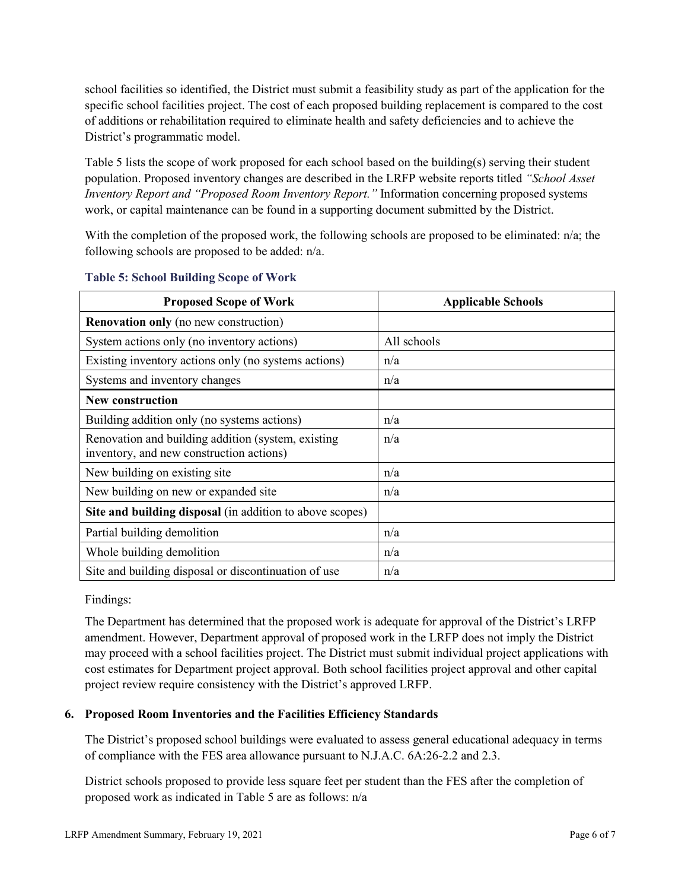school facilities so identified, the District must submit a feasibility study as part of the application for the specific school facilities project. The cost of each proposed building replacement is compared to the cost of additions or rehabilitation required to eliminate health and safety deficiencies and to achieve the District's programmatic model.

Table 5 lists the scope of work proposed for each school based on the building(s) serving their student population. Proposed inventory changes are described in the LRFP website reports titled *"School Asset Inventory Report and "Proposed Room Inventory Report."* Information concerning proposed systems work, or capital maintenance can be found in a supporting document submitted by the District.

With the completion of the proposed work, the following schools are proposed to be eliminated: n/a; the following schools are proposed to be added: n/a.

### Table 5: School Building Scope of Work

| Proposed Scope of Work | Applicable Schools |
|---|---|
| **Renovation only** (no new construction) | |
| System actions only (no inventory actions) | All schools |
| Existing inventory actions only (no systems actions) | n/a |
| Systems and inventory changes | n/a |
| **New construction** | |
| Building addition only (no systems actions) | n/a |
| Renovation and building addition (system, existing inventory, and new construction actions) | n/a |
| New building on existing site | n/a |
| New building on new or expanded site | n/a |
| **Site and building disposal** (in addition to above scopes) | |
| Partial building demolition | n/a |
| Whole building demolition | n/a |
| Site and building disposal or discontinuation of use | n/a |

Findings:

The Department has determined that the proposed work is adequate for approval of the District's LRFP amendment. However, Department approval of proposed work in the LRFP does not imply the District may proceed with a school facilities project. The District must submit individual project applications with cost estimates for Department project approval. Both school facilities project approval and other capital project review require consistency with the District's approved LRFP.

## 6. Proposed Room Inventories and the Facilities Efficiency Standards

The District's proposed school buildings were evaluated to assess general educational adequacy in terms of compliance with the FES area allowance pursuant to N.J.A.C. 6A:26-2.2 and 2.3.

District schools proposed to provide less square feet per student than the FES after the completion of proposed work as indicated in Table 5 are as follows: n/a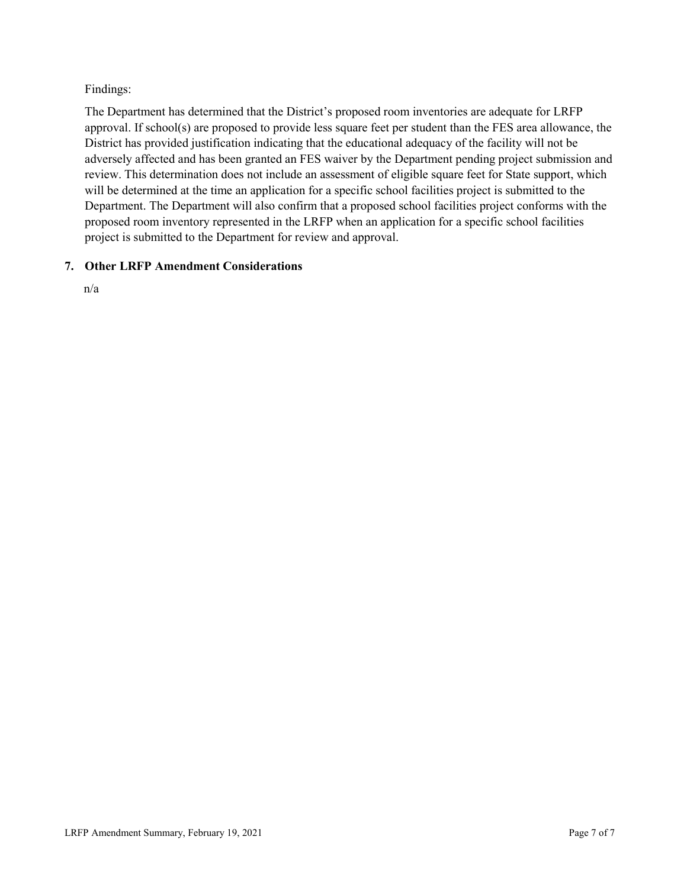Findings:

The Department has determined that the District's proposed room inventories are adequate for LRFP approval. If school(s) are proposed to provide less square feet per student than the FES area allowance, the District has provided justification indicating that the educational adequacy of the facility will not be adversely affected and has been granted an FES waiver by the Department pending project submission and review. This determination does not include an assessment of eligible square feet for State support, which will be determined at the time an application for a specific school facilities project is submitted to the Department. The Department will also confirm that a proposed school facilities project conforms with the proposed room inventory represented in the LRFP when an application for a specific school facilities project is submitted to the Department for review and approval.

## 7. Other LRFP Amendment Considerations

n/a